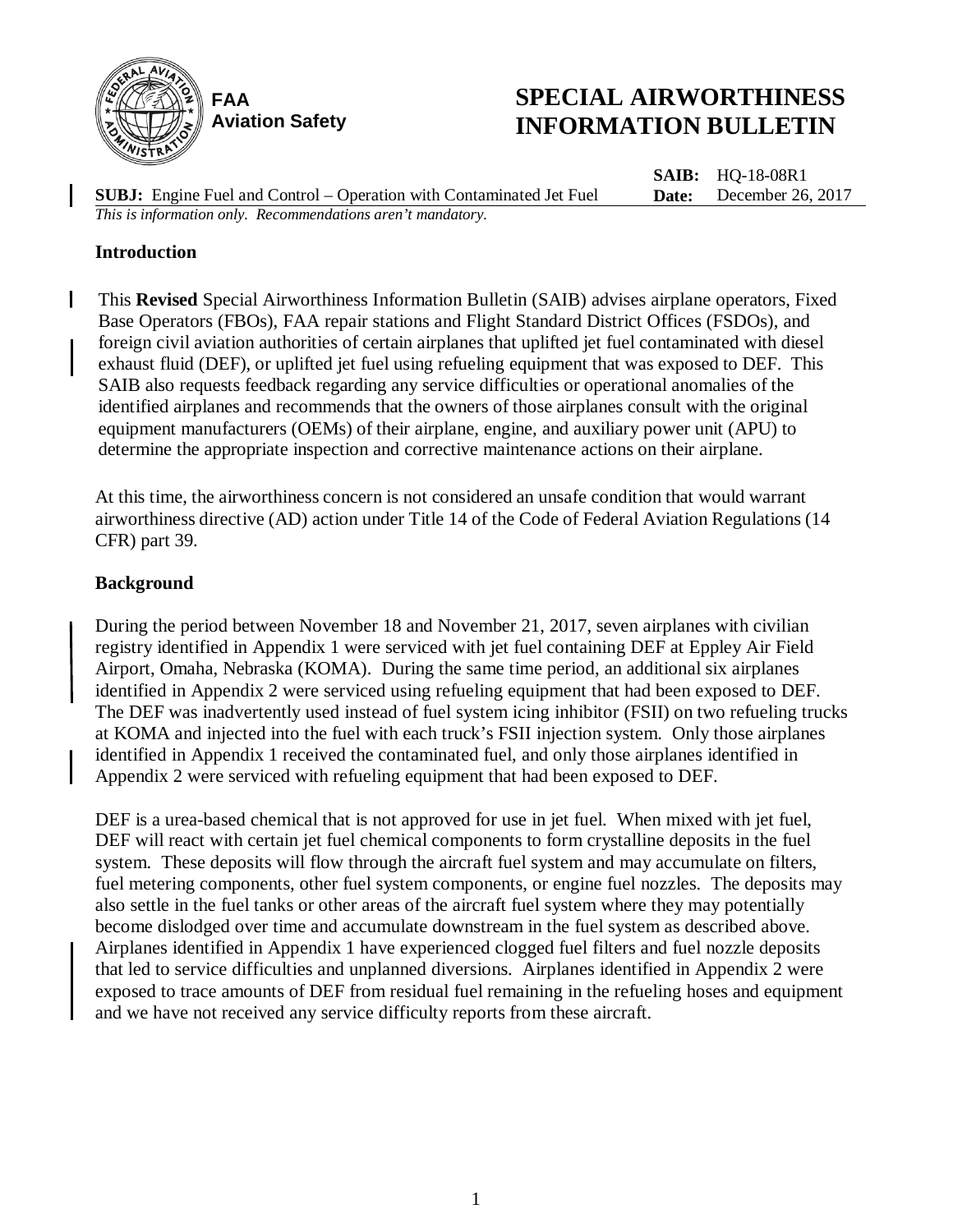FAA
Aviation Safety

# SPECIAL AIRWORTHINESS INFORMATION BULLETIN

**SUBJ:** Engine Fuel and Control – Operation with Contaminated Jet Fuel

**SAIB:** HQ-18-08R1
**Date:** December 26, 2017

*This is information only. Recommendations aren't mandatory.*

## Introduction

This **Revised** Special Airworthiness Information Bulletin (SAIB) advises airplane operators, Fixed Base Operators (FBOs), FAA repair stations and Flight Standard District Offices (FSDOs), and foreign civil aviation authorities of certain airplanes that uplifted jet fuel contaminated with diesel exhaust fluid (DEF), or uplifted jet fuel using refueling equipment that was exposed to DEF. This SAIB also requests feedback regarding any service difficulties or operational anomalies of the identified airplanes and recommends that the owners of those airplanes consult with the original equipment manufacturers (OEMs) of their airplane, engine, and auxiliary power unit (APU) to determine the appropriate inspection and corrective maintenance actions on their airplane.

At this time, the airworthiness concern is not considered an unsafe condition that would warrant airworthiness directive (AD) action under Title 14 of the Code of Federal Aviation Regulations (14 CFR) part 39.

## Background

During the period between November 18 and November 21, 2017, seven airplanes with civilian registry identified in Appendix 1 were serviced with jet fuel containing DEF at Eppley Air Field Airport, Omaha, Nebraska (KOMA). During the same time period, an additional six airplanes identified in Appendix 2 were serviced using refueling equipment that had been exposed to DEF. The DEF was inadvertently used instead of fuel system icing inhibitor (FSII) on two refueling trucks at KOMA and injected into the fuel with each truck's FSII injection system. Only those airplanes identified in Appendix 1 received the contaminated fuel, and only those airplanes identified in Appendix 2 were serviced with refueling equipment that had been exposed to DEF.

DEF is a urea-based chemical that is not approved for use in jet fuel. When mixed with jet fuel, DEF will react with certain jet fuel chemical components to form crystalline deposits in the fuel system. These deposits will flow through the aircraft fuel system and may accumulate on filters, fuel metering components, other fuel system components, or engine fuel nozzles. The deposits may also settle in the fuel tanks or other areas of the aircraft fuel system where they may potentially become dislodged over time and accumulate downstream in the fuel system as described above. Airplanes identified in Appendix 1 have experienced clogged fuel filters and fuel nozzle deposits that led to service difficulties and unplanned diversions. Airplanes identified in Appendix 2 were exposed to trace amounts of DEF from residual fuel remaining in the refueling hoses and equipment and we have not received any service difficulty reports from these aircraft.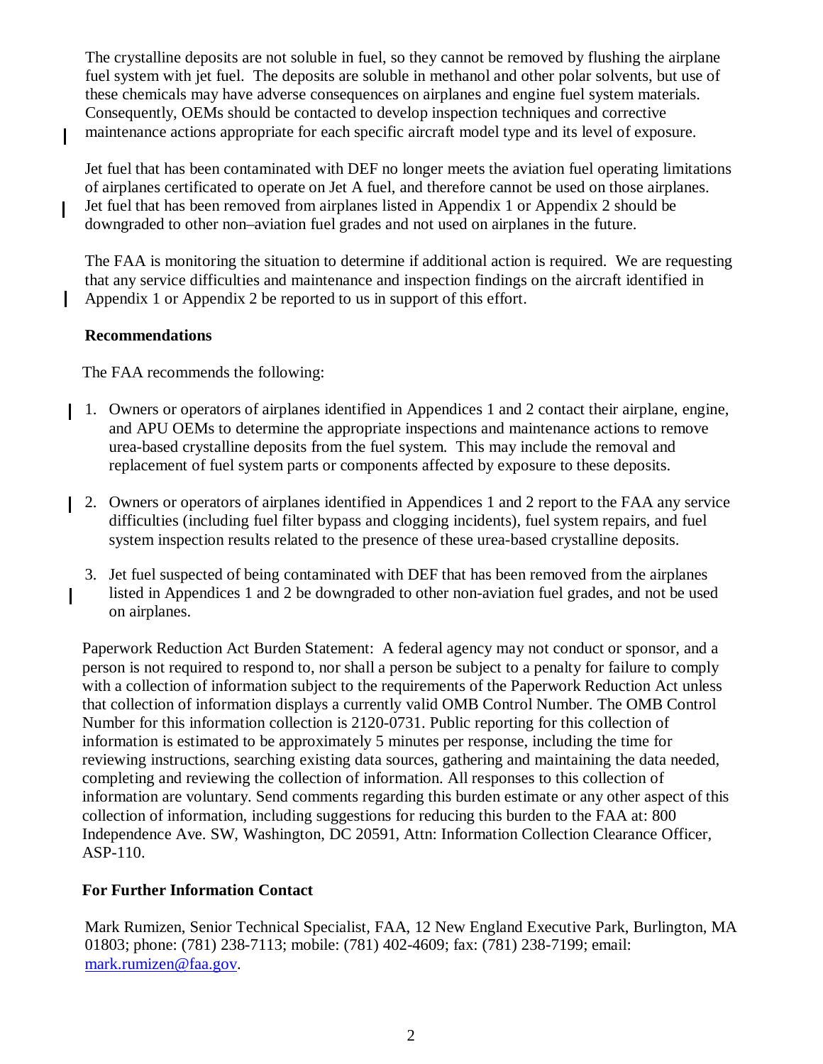The crystalline deposits are not soluble in fuel, so they cannot be removed by flushing the airplane fuel system with jet fuel. The deposits are soluble in methanol and other polar solvents, but use of these chemicals may have adverse consequences on airplanes and engine fuel system materials. Consequently, OEMs should be contacted to develop inspection techniques and corrective maintenance actions appropriate for each specific aircraft model type and its level of exposure.

Jet fuel that has been contaminated with DEF no longer meets the aviation fuel operating limitations of airplanes certificated to operate on Jet A fuel, and therefore cannot be used on those airplanes. Jet fuel that has been removed from airplanes listed in Appendix 1 or Appendix 2 should be downgraded to other non–aviation fuel grades and not used on airplanes in the future.

The FAA is monitoring the situation to determine if additional action is required. We are requesting that any service difficulties and maintenance and inspection findings on the aircraft identified in Appendix 1 or Appendix 2 be reported to us in support of this effort.

**Recommendations**

The FAA recommends the following:

1. Owners or operators of airplanes identified in Appendices 1 and 2 contact their airplane, engine, and APU OEMs to determine the appropriate inspections and maintenance actions to remove urea-based crystalline deposits from the fuel system. This may include the removal and replacement of fuel system parts or components affected by exposure to these deposits.

2. Owners or operators of airplanes identified in Appendices 1 and 2 report to the FAA any service difficulties (including fuel filter bypass and clogging incidents), fuel system repairs, and fuel system inspection results related to the presence of these urea-based crystalline deposits.

3. Jet fuel suspected of being contaminated with DEF that has been removed from the airplanes listed in Appendices 1 and 2 be downgraded to other non-aviation fuel grades, and not be used on airplanes.

Paperwork Reduction Act Burden Statement: A federal agency may not conduct or sponsor, and a person is not required to respond to, nor shall a person be subject to a penalty for failure to comply with a collection of information subject to the requirements of the Paperwork Reduction Act unless that collection of information displays a currently valid OMB Control Number. The OMB Control Number for this information collection is 2120-0731. Public reporting for this collection of information is estimated to be approximately 5 minutes per response, including the time for reviewing instructions, searching existing data sources, gathering and maintaining the data needed, completing and reviewing the collection of information. All responses to this collection of information are voluntary. Send comments regarding this burden estimate or any other aspect of this collection of information, including suggestions for reducing this burden to the FAA at: 800 Independence Ave. SW, Washington, DC 20591, Attn: Information Collection Clearance Officer, ASP-110.

**For Further Information Contact**

Mark Rumizen, Senior Technical Specialist, FAA, 12 New England Executive Park, Burlington, MA 01803; phone: (781) 238-7113; mobile: (781) 402-4609; fax: (781) 238-7199; email: mark.rumizen@faa.gov.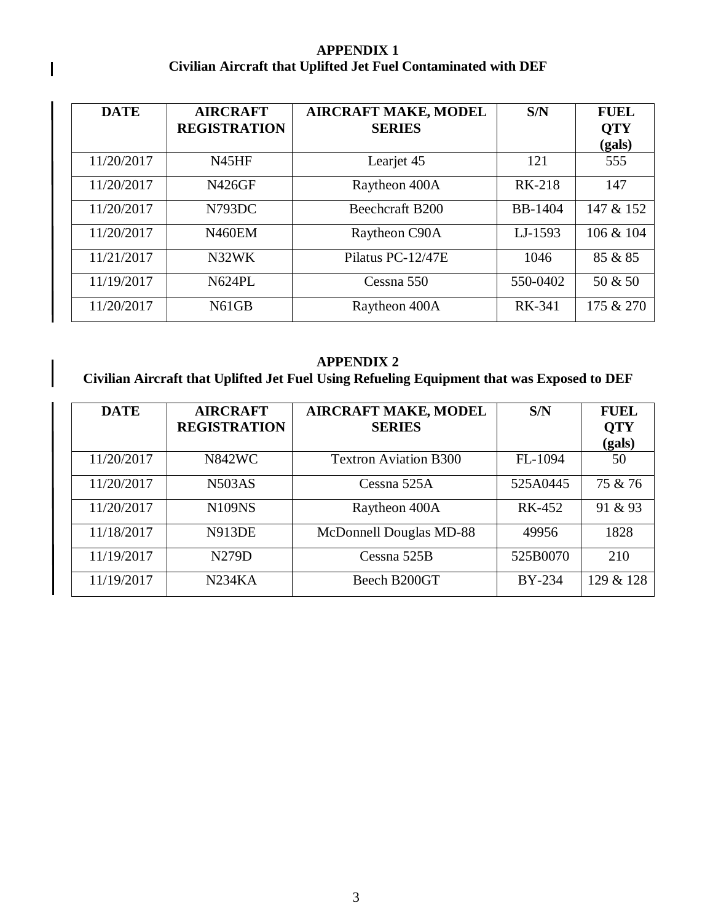## APPENDIX 1
## Civilian Aircraft that Uplifted Jet Fuel Contaminated with DEF

| DATE | AIRCRAFT REGISTRATION | AIRCRAFT MAKE, MODEL SERIES | S/N | FUEL QTY (gals) |
|---|---|---|---|---|
| 11/20/2017 | N45HF | Learjet 45 | 121 | 555 |
| 11/20/2017 | N426GF | Raytheon 400A | RK-218 | 147 |
| 11/20/2017 | N793DC | Beechcraft B200 | BB-1404 | 147 & 152 |
| 11/20/2017 | N460EM | Raytheon C90A | LJ-1593 | 106 & 104 |
| 11/21/2017 | N32WK | Pilatus PC-12/47E | 1046 | 85 & 85 |
| 11/19/2017 | N624PL | Cessna 550 | 550-0402 | 50 & 50 |
| 11/20/2017 | N61GB | Raytheon 400A | RK-341 | 175 & 270 |

## APPENDIX 2
## Civilian Aircraft that Uplifted Jet Fuel Using Refueling Equipment that was Exposed to DEF

| DATE | AIRCRAFT REGISTRATION | AIRCRAFT MAKE, MODEL SERIES | S/N | FUEL QTY (gals) |
|---|---|---|---|---|
| 11/20/2017 | N842WC | Textron Aviation B300 | FL-1094 | 50 |
| 11/20/2017 | N503AS | Cessna 525A | 525A0445 | 75 & 76 |
| 11/20/2017 | N109NS | Raytheon 400A | RK-452 | 91 & 93 |
| 11/18/2017 | N913DE | McDonnell Douglas MD-88 | 49956 | 1828 |
| 11/19/2017 | N279D | Cessna 525B | 525B0070 | 210 |
| 11/19/2017 | N234KA | Beech B200GT | BY-234 | 129 & 128 |